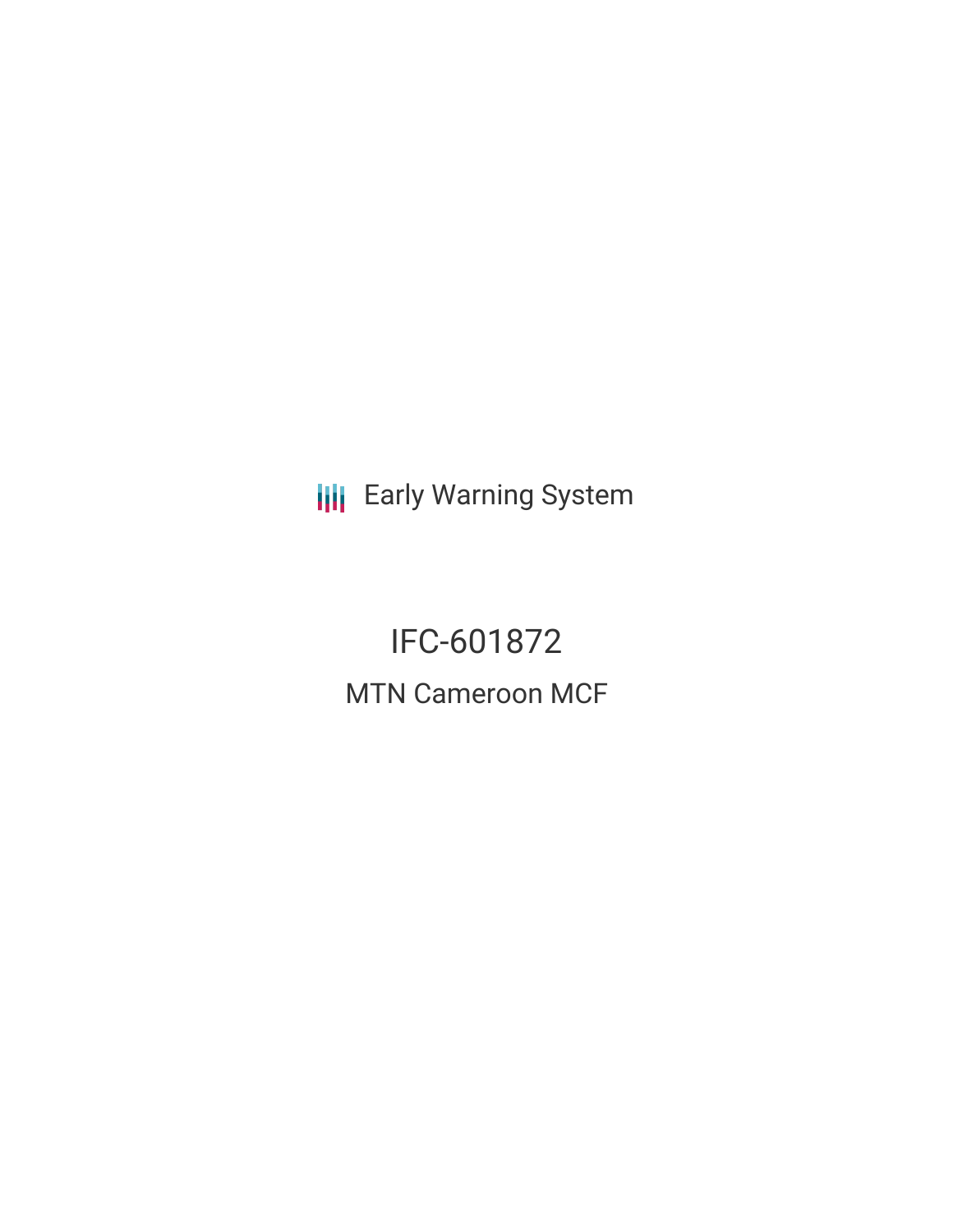Early Warning System

# IFC-601872

## MTN Cameroon MCF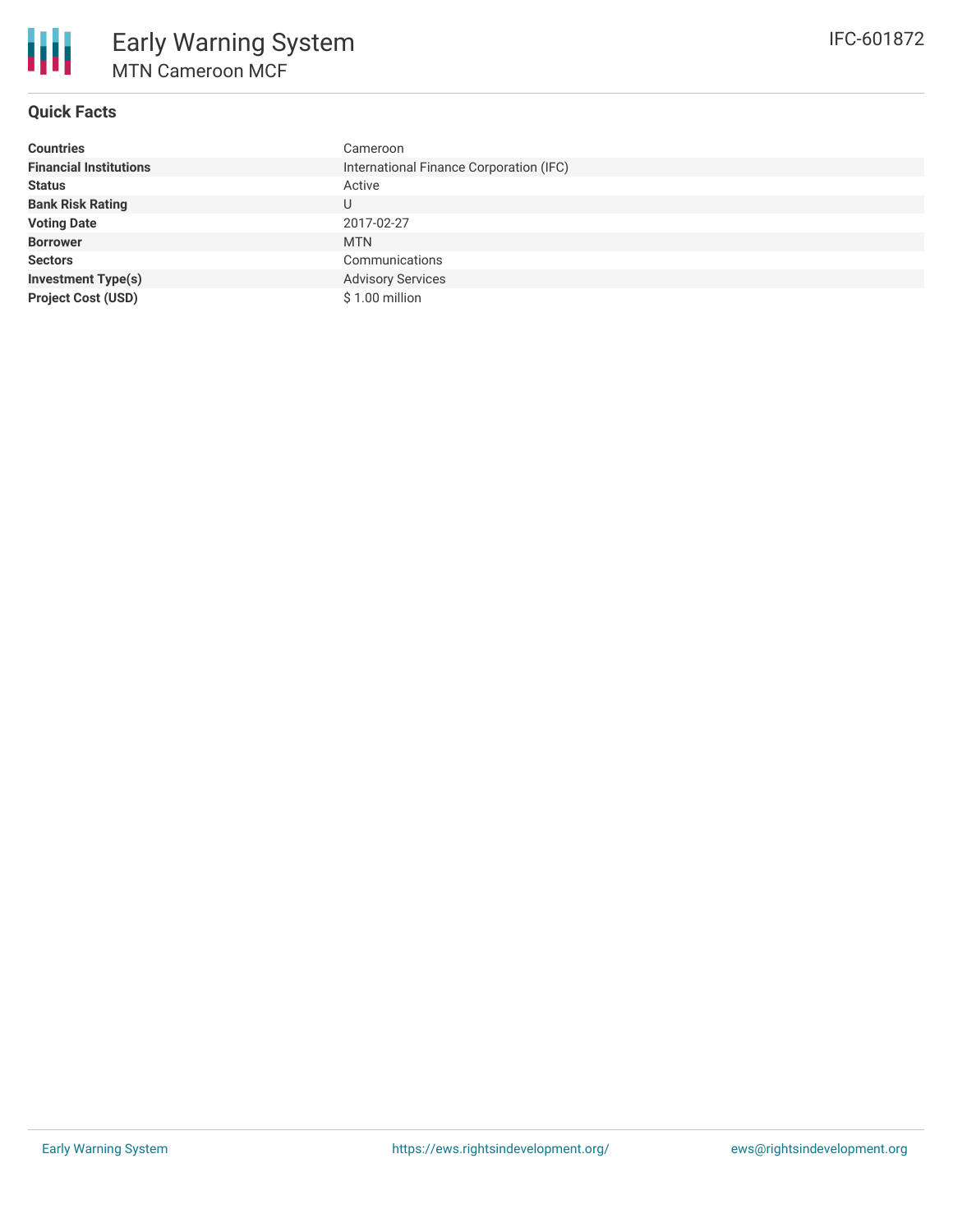# Early Warning System

## MTN Cameroon MCF

IFC-601872

### Quick Facts

| | |
|---|---|
| **Countries** | Cameroon |
| **Financial Institutions** | International Finance Corporation (IFC) |
| **Status** | Active |
| **Bank Risk Rating** | U |
| **Voting Date** | 2017-02-27 |
| **Borrower** | MTN |
| **Sectors** | Communications |
| **Investment Type(s)** | Advisory Services |
| **Project Cost (USD)** | $ 1.00 million |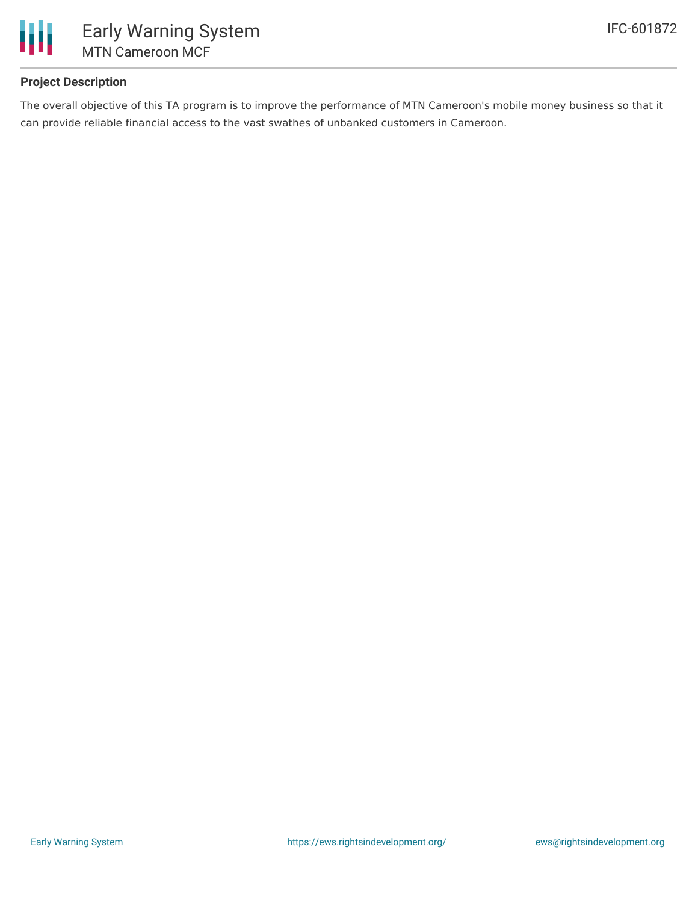## Project Description

The overall objective of this TA program is to improve the performance of MTN Cameroon's mobile money business so that it can provide reliable financial access to the vast swathes of unbanked customers in Cameroon.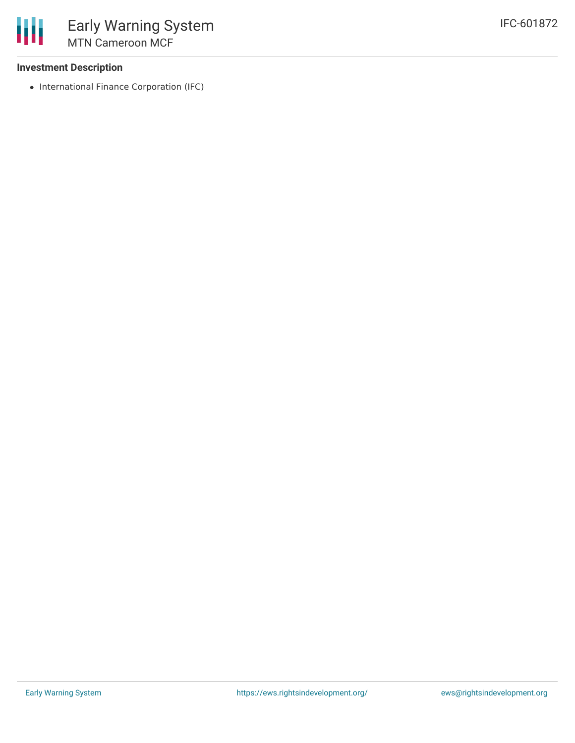### Investment Description

- International Finance Corporation (IFC)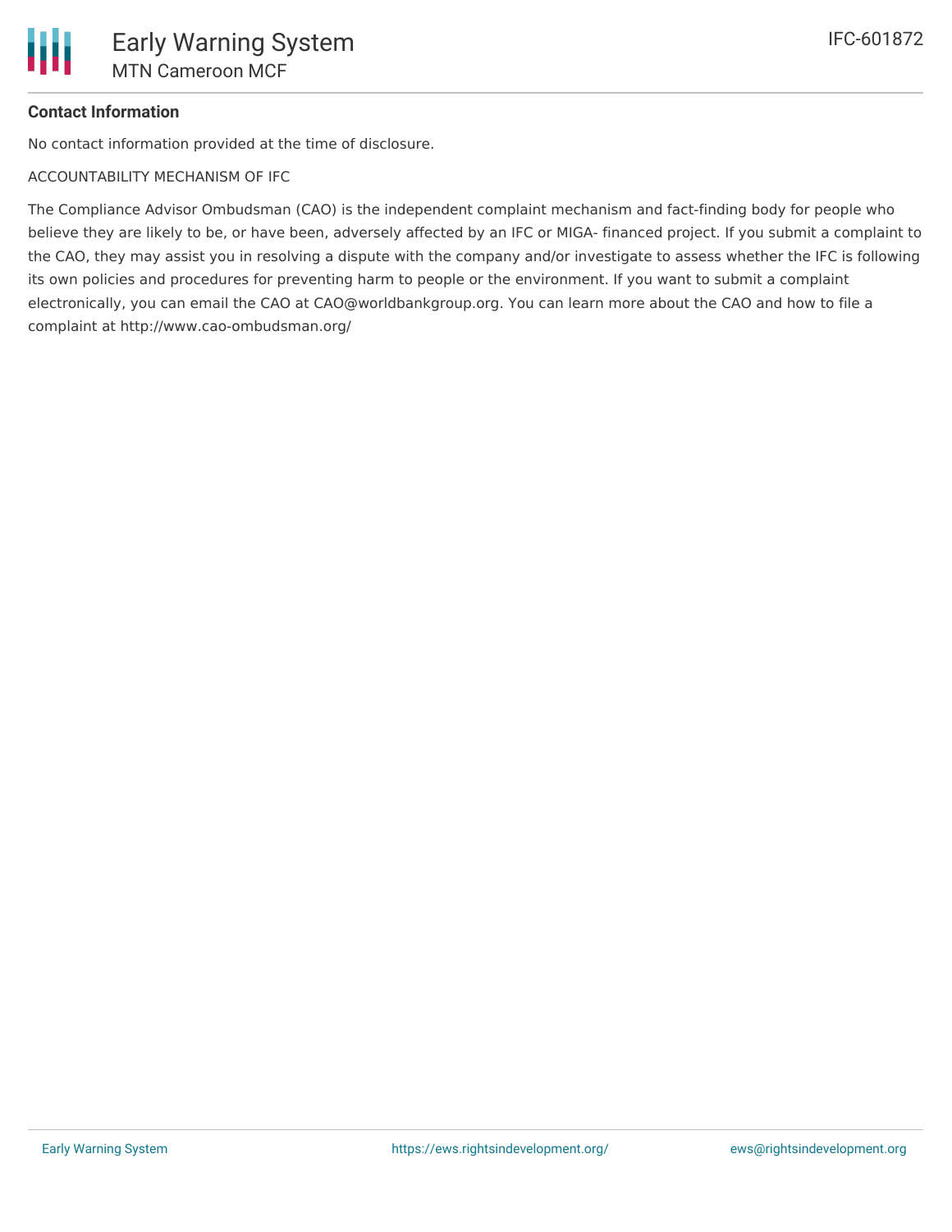**Contact Information**

No contact information provided at the time of disclosure.

ACCOUNTABILITY MECHANISM OF IFC

The Compliance Advisor Ombudsman (CAO) is the independent complaint mechanism and fact-finding body for people who believe they are likely to be, or have been, adversely affected by an IFC or MIGA- financed project. If you submit a complaint to the CAO, they may assist you in resolving a dispute with the company and/or investigate to assess whether the IFC is following its own policies and procedures for preventing harm to people or the environment. If you want to submit a complaint electronically, you can email the CAO at CAO@worldbankgroup.org. You can learn more about the CAO and how to file a complaint at http://www.cao-ombudsman.org/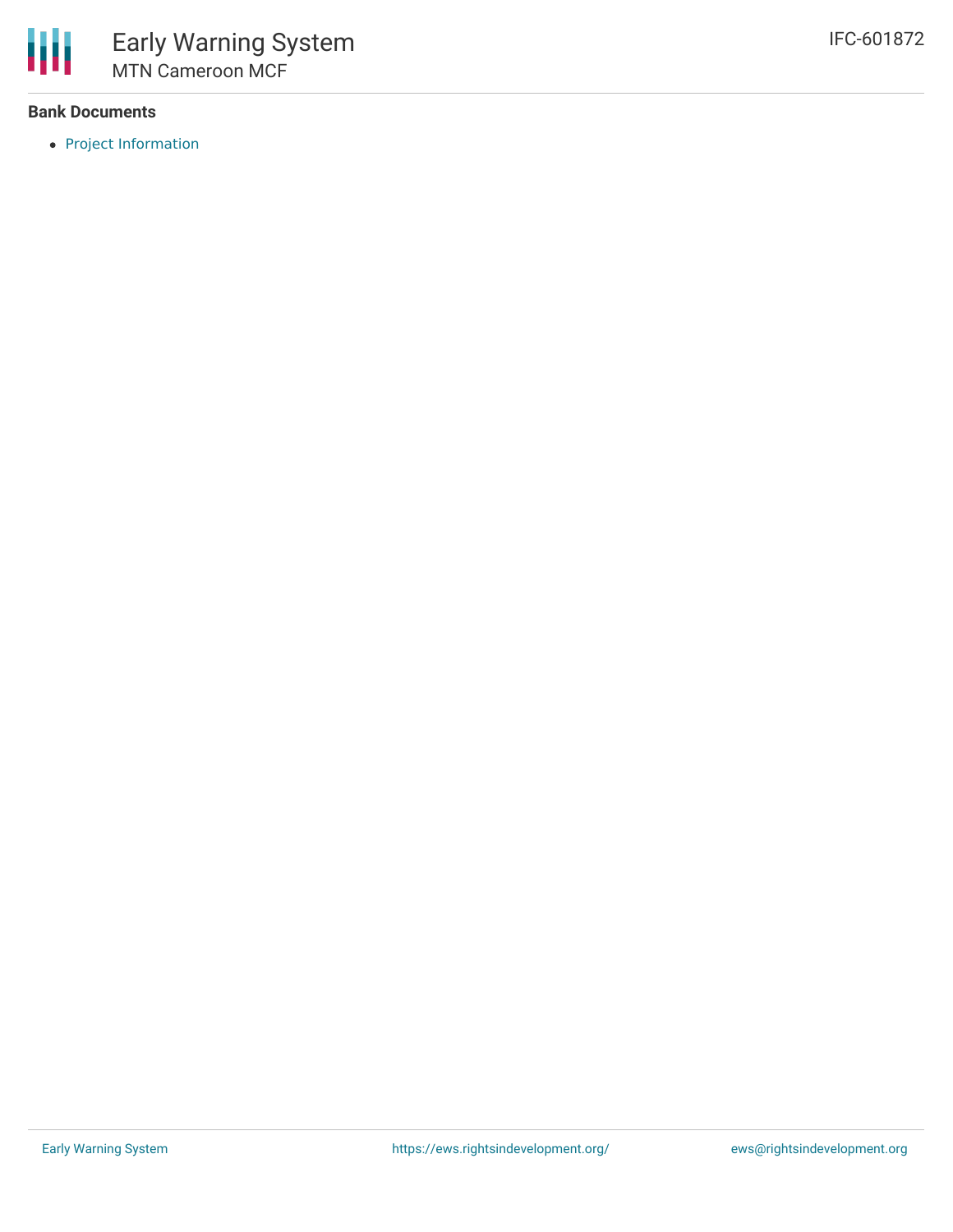**Bank Documents**

- Project Information